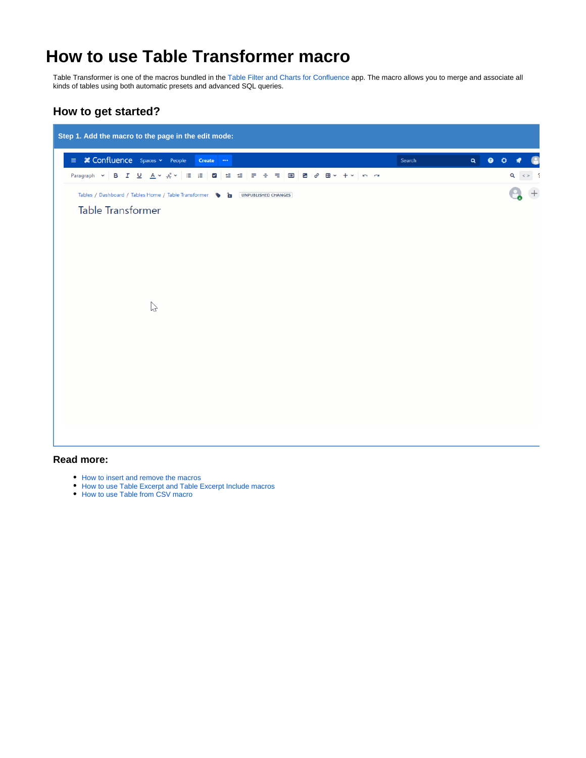# How to use Table Transformer macro

Table Transformer is one of the macros bundled in the Table Filter and Charts for Confluence app. The macro allows you to merge and associate all kinds of tables using both automatic presets and advanced SQL queries.

## How to get started?

**Step 1. Add the macro to the page in the edit mode:**

## Read more:

- How to insert and remove the macros
- How to use Table Excerpt and Table Excerpt Include macros
- How to use Table from CSV macro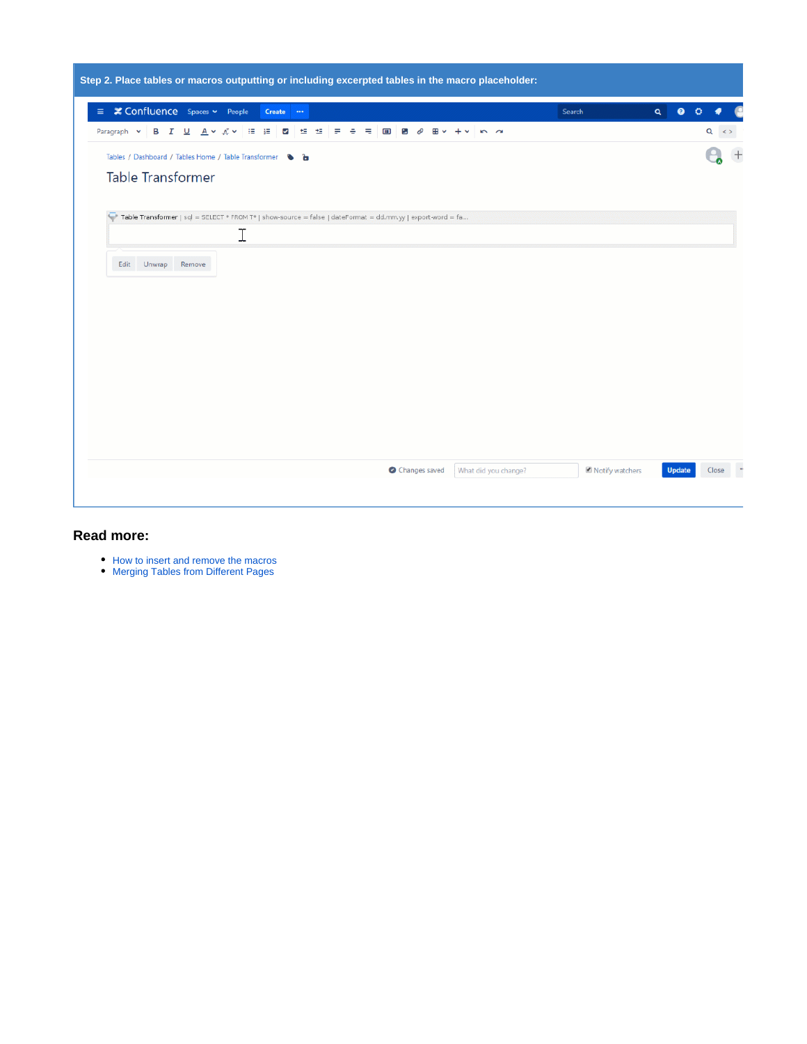**Step 2. Place tables or macros outputting or including excerpted tables in the macro placeholder:**

## Read more:

- How to insert and remove the macros
- Merging Tables from Different Pages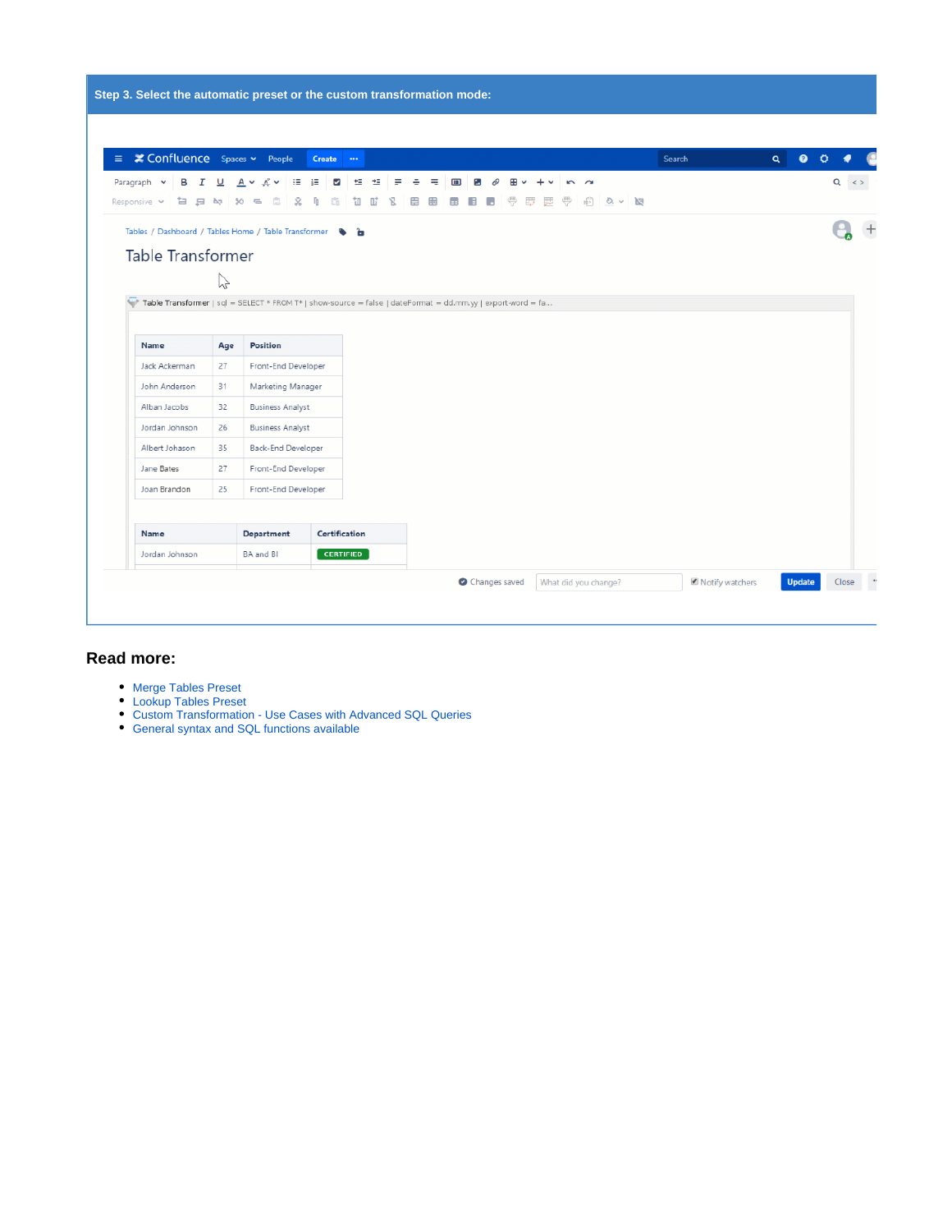**Step 3. Select the automatic preset or the custom transformation mode:**

## Read more:

- Merge Tables Preset
- Lookup Tables Preset
- Custom Transformation - Use Cases with Advanced SQL Queries
- General syntax and SQL functions available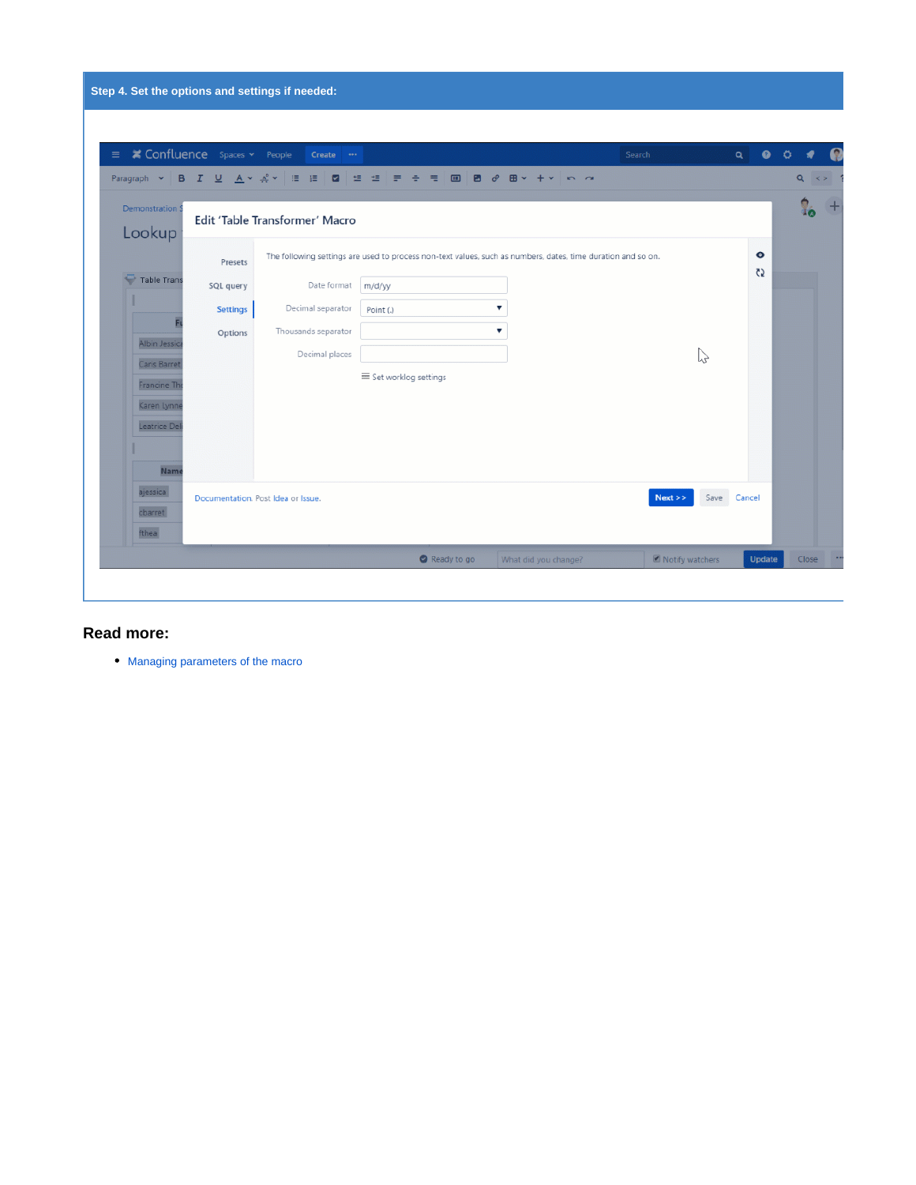**Step 4. Set the options and settings if needed:**

## Read more:

- Managing parameters of the macro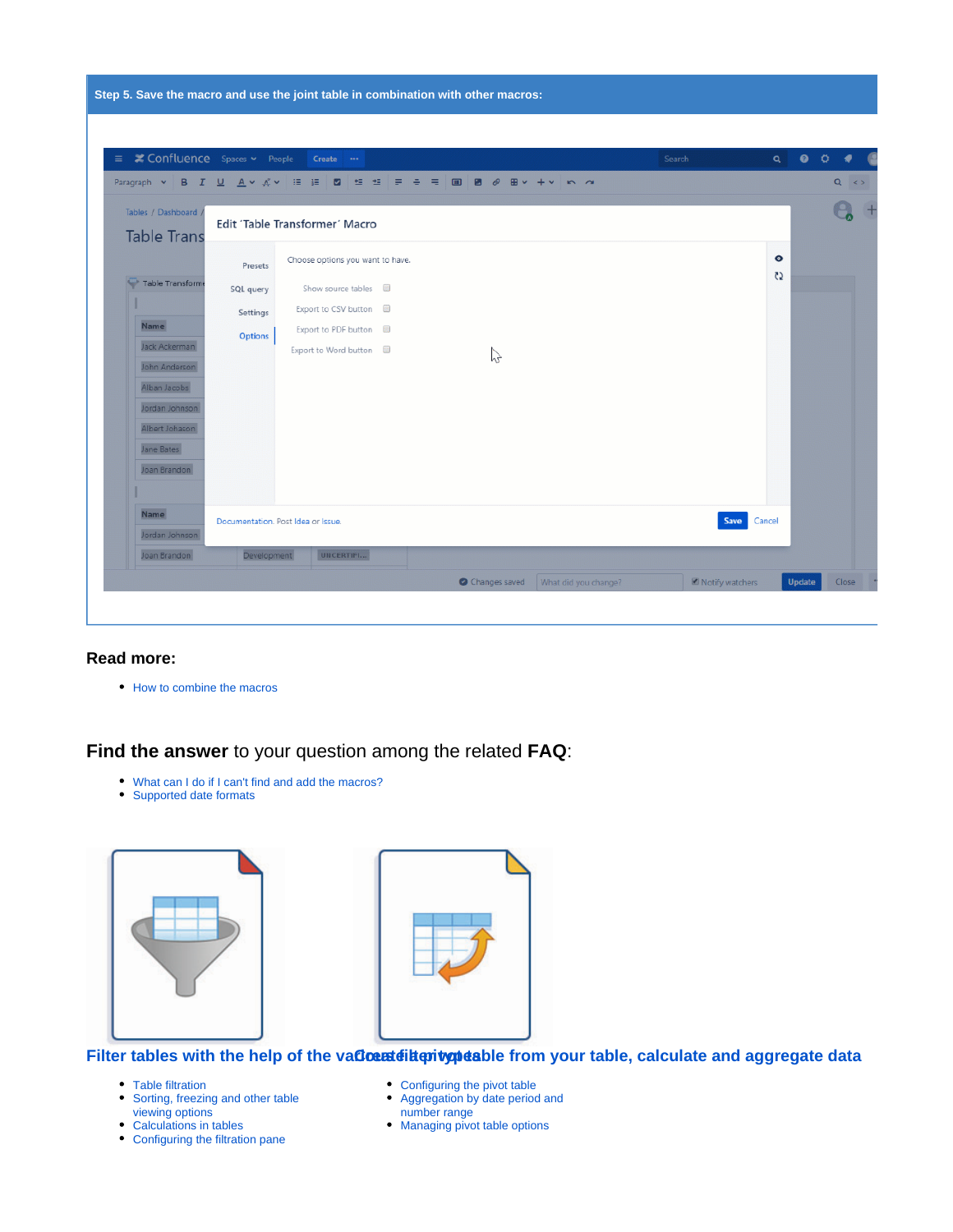**Step 5. Save the macro and use the joint table in combination with other macros:**

### Read more:

- How to combine the macros

## **Find the answer** to your question among the related **FAQ**:

- What can I do if I can't find and add the macros?
- Supported date formats

### Filter tables with the help of the various filter types

- Table filtration
- Sorting, freezing and other table viewing options
- Calculations in tables
- Configuring the filtration pane

### Create a pivot table from your table, calculate and aggregate data

- Configuring the pivot table
- Aggregation by date period and number range
- Managing pivot table options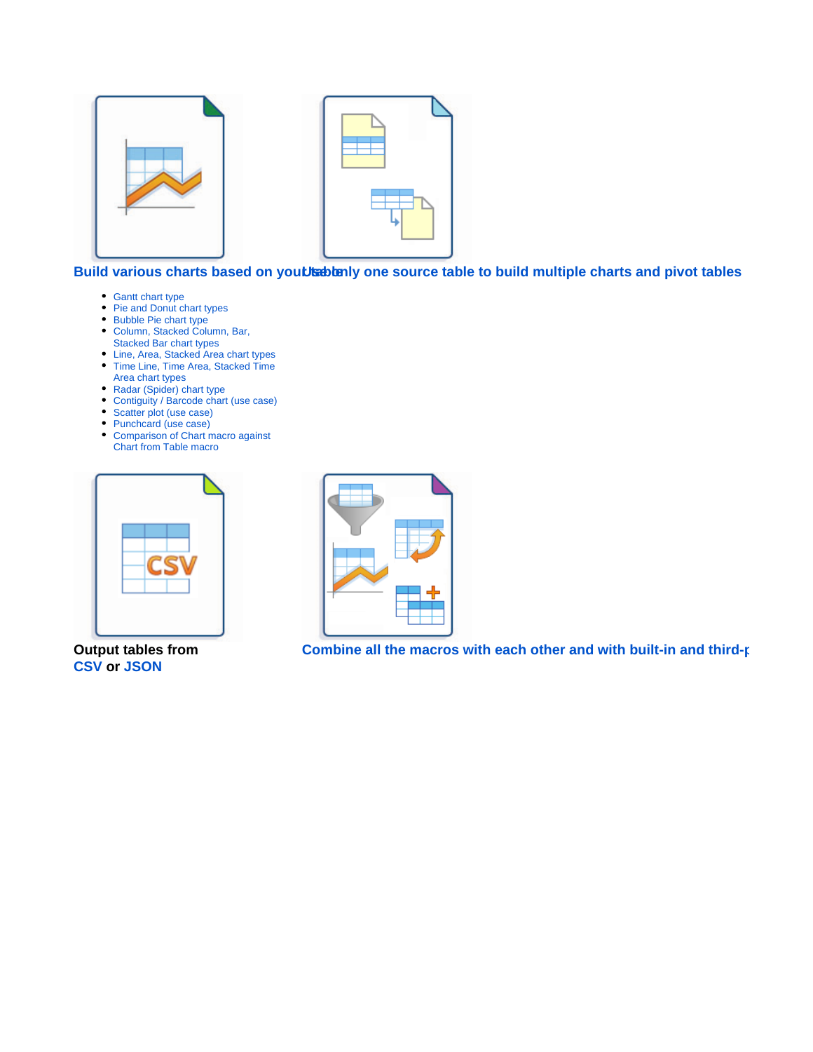**Build various charts based on your tables**

- Gantt chart type
- Pie and Donut chart types
- Bubble Pie chart type
- Column, Stacked Column, Bar, Stacked Bar chart types
- Line, Area, Stacked Area chart types
- Time Line, Time Area, Stacked Time Area chart types
- Radar (Spider) chart type
- Contiguity / Barcode chart (use case)
- Scatter plot (use case)
- Punchcard (use case)
- Comparison of Chart macro against Chart from Table macro

**Use only one source table to build multiple charts and pivot tables**

**Output tables from CSV or JSON**

**Combine all the macros with each other and with built-in and third-p**